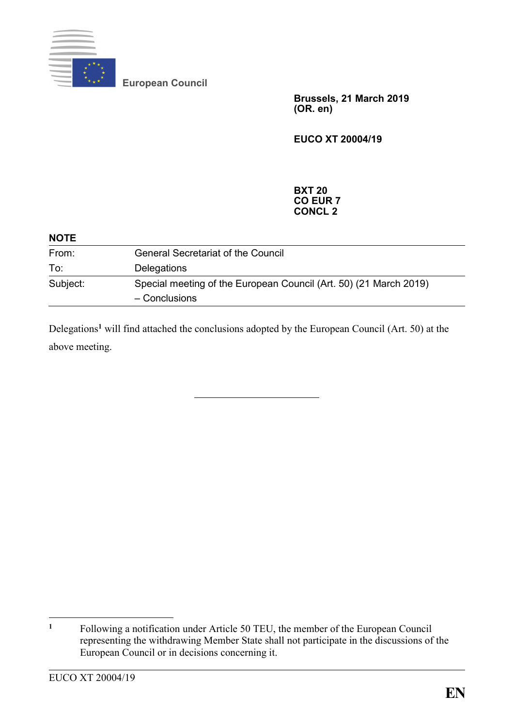European Council

**Brussels, 21 March 2019**
**(OR. en)**

**EUCO XT 20004/19**

**BXT 20**
**CO EUR 7**
**CONCL 2**

**NOTE**

| | |
|---|---|
| From: | General Secretariat of the Council |
| To: | Delegations |
| Subject: | Special meeting of the European Council (Art. 50) (21 March 2019) – Conclusions |

Delegations[1] will find attached the conclusions adopted by the European Council (Art. 50) at the above meeting.

---

[1] Following a notification under Article 50 TEU, the member of the European Council representing the withdrawing Member State shall not participate in the discussions of the European Council or in decisions concerning it.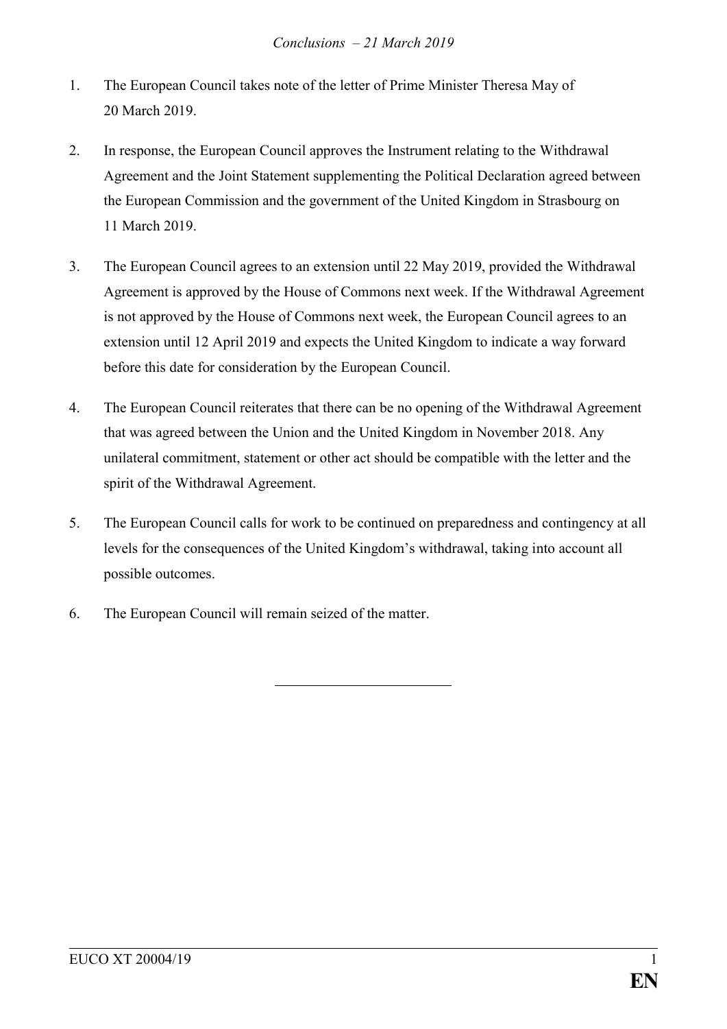1. The European Council takes note of the letter of Prime Minister Theresa May of 20 March 2019.

2. In response, the European Council approves the Instrument relating to the Withdrawal Agreement and the Joint Statement supplementing the Political Declaration agreed between the European Commission and the government of the United Kingdom in Strasbourg on 11 March 2019.

3. The European Council agrees to an extension until 22 May 2019, provided the Withdrawal Agreement is approved by the House of Commons next week. If the Withdrawal Agreement is not approved by the House of Commons next week, the European Council agrees to an extension until 12 April 2019 and expects the United Kingdom to indicate a way forward before this date for consideration by the European Council.

4. The European Council reiterates that there can be no opening of the Withdrawal Agreement that was agreed between the Union and the United Kingdom in November 2018. Any unilateral commitment, statement or other act should be compatible with the letter and the spirit of the Withdrawal Agreement.

5. The European Council calls for work to be continued on preparedness and contingency at all levels for the consequences of the United Kingdom's withdrawal, taking into account all possible outcomes.

6. The European Council will remain seized of the matter.

---